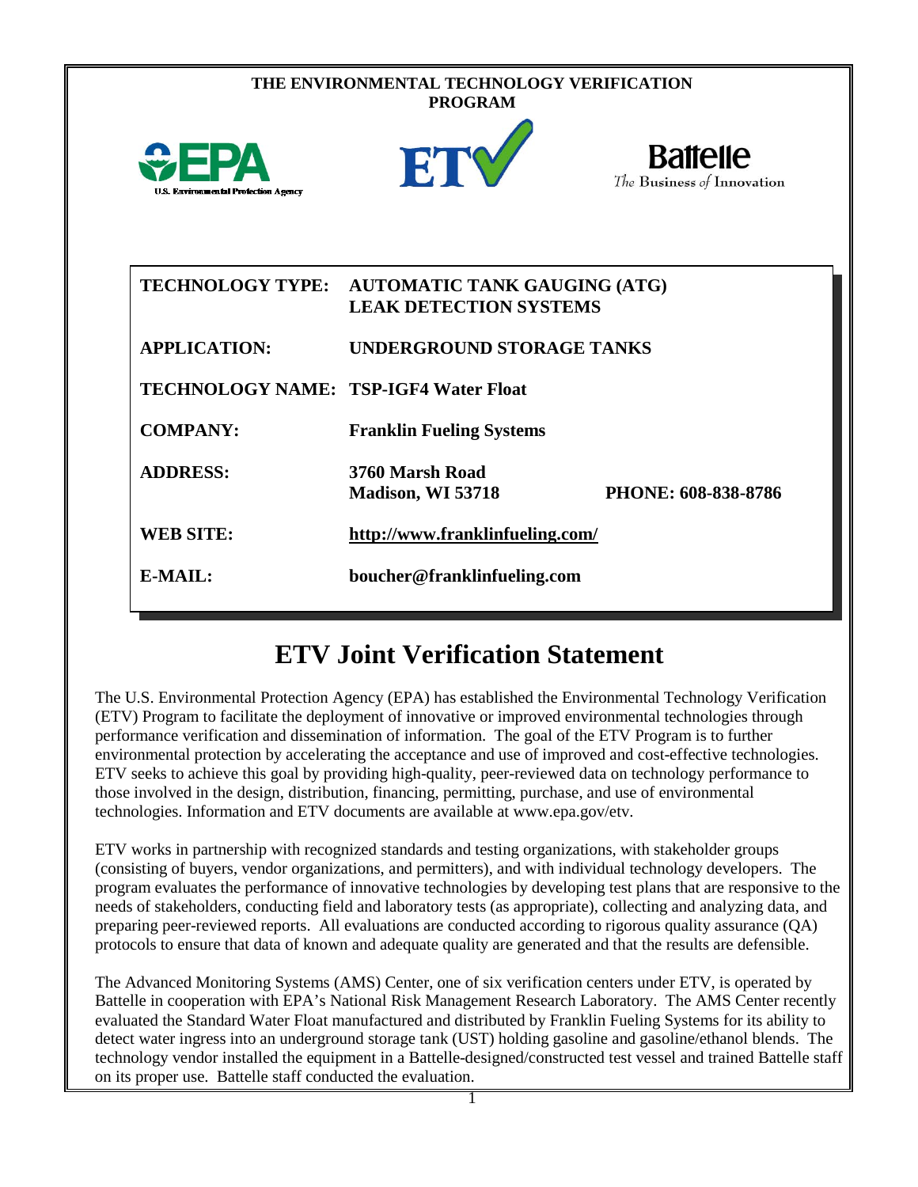**THE ENVIRONMENTAL TECHNOLOGY VERIFICATION PROGRAM**

U.S. Environmental Protection Agency

Battelle
*The Business of Innovation*

| | |
|---|---|
| **TECHNOLOGY TYPE:** | **AUTOMATIC TANK GAUGING (ATG) LEAK DETECTION SYSTEMS** |
| **APPLICATION:** | **UNDERGROUND STORAGE TANKS** |
| **TECHNOLOGY NAME:** | **TSP-IGF4 Water Float** |
| **COMPANY:** | **Franklin Fueling Systems** |
| **ADDRESS:** | **3760 Marsh Road Madison, WI 53718** **PHONE: 608-838-8786** |
| **WEB SITE:** | **http://www.franklinfueling.com/** |
| **E-MAIL:** | **boucher@franklinfueling.com** |

# ETV Joint Verification Statement

The U.S. Environmental Protection Agency (EPA) has established the Environmental Technology Verification (ETV) Program to facilitate the deployment of innovative or improved environmental technologies through performance verification and dissemination of information. The goal of the ETV Program is to further environmental protection by accelerating the acceptance and use of improved and cost-effective technologies. ETV seeks to achieve this goal by providing high-quality, peer-reviewed data on technology performance to those involved in the design, distribution, financing, permitting, purchase, and use of environmental technologies. Information and ETV documents are available at www.epa.gov/etv.

ETV works in partnership with recognized standards and testing organizations, with stakeholder groups (consisting of buyers, vendor organizations, and permitters), and with individual technology developers. The program evaluates the performance of innovative technologies by developing test plans that are responsive to the needs of stakeholders, conducting field and laboratory tests (as appropriate), collecting and analyzing data, and preparing peer-reviewed reports. All evaluations are conducted according to rigorous quality assurance (QA) protocols to ensure that data of known and adequate quality are generated and that the results are defensible.

The Advanced Monitoring Systems (AMS) Center, one of six verification centers under ETV, is operated by Battelle in cooperation with EPA's National Risk Management Research Laboratory. The AMS Center recently evaluated the Standard Water Float manufactured and distributed by Franklin Fueling Systems for its ability to detect water ingress into an underground storage tank (UST) holding gasoline and gasoline/ethanol blends. The technology vendor installed the equipment in a Battelle-designed/constructed test vessel and trained Battelle staff on its proper use. Battelle staff conducted the evaluation.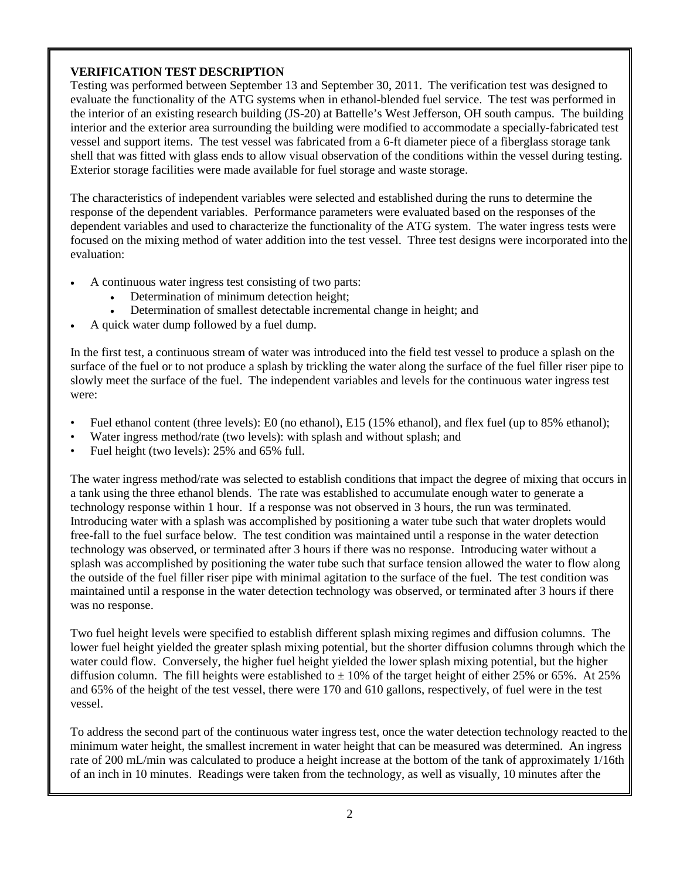**VERIFICATION TEST DESCRIPTION**

Testing was performed between September 13 and September 30, 2011. The verification test was designed to evaluate the functionality of the ATG systems when in ethanol-blended fuel service. The test was performed in the interior of an existing research building (JS-20) at Battelle's West Jefferson, OH south campus. The building interior and the exterior area surrounding the building were modified to accommodate a specially-fabricated test vessel and support items. The test vessel was fabricated from a 6-ft diameter piece of a fiberglass storage tank shell that was fitted with glass ends to allow visual observation of the conditions within the vessel during testing. Exterior storage facilities were made available for fuel storage and waste storage.

The characteristics of independent variables were selected and established during the runs to determine the response of the dependent variables. Performance parameters were evaluated based on the responses of the dependent variables and used to characterize the functionality of the ATG system. The water ingress tests were focused on the mixing method of water addition into the test vessel. Three test designs were incorporated into the evaluation:

- A continuous water ingress test consisting of two parts:
  - Determination of minimum detection height;
  - Determination of smallest detectable incremental change in height; and
- A quick water dump followed by a fuel dump.

In the first test, a continuous stream of water was introduced into the field test vessel to produce a splash on the surface of the fuel or to not produce a splash by trickling the water along the surface of the fuel filler riser pipe to slowly meet the surface of the fuel. The independent variables and levels for the continuous water ingress test were:

- Fuel ethanol content (three levels): E0 (no ethanol), E15 (15% ethanol), and flex fuel (up to 85% ethanol);
- Water ingress method/rate (two levels): with splash and without splash; and
- Fuel height (two levels): 25% and 65% full.

The water ingress method/rate was selected to establish conditions that impact the degree of mixing that occurs in a tank using the three ethanol blends. The rate was established to accumulate enough water to generate a technology response within 1 hour. If a response was not observed in 3 hours, the run was terminated. Introducing water with a splash was accomplished by positioning a water tube such that water droplets would free-fall to the fuel surface below. The test condition was maintained until a response in the water detection technology was observed, or terminated after 3 hours if there was no response. Introducing water without a splash was accomplished by positioning the water tube such that surface tension allowed the water to flow along the outside of the fuel filler riser pipe with minimal agitation to the surface of the fuel. The test condition was maintained until a response in the water detection technology was observed, or terminated after 3 hours if there was no response.

Two fuel height levels were specified to establish different splash mixing regimes and diffusion columns. The lower fuel height yielded the greater splash mixing potential, but the shorter diffusion columns through which the water could flow. Conversely, the higher fuel height yielded the lower splash mixing potential, but the higher diffusion column. The fill heights were established to ± 10% of the target height of either 25% or 65%. At 25% and 65% of the height of the test vessel, there were 170 and 610 gallons, respectively, of fuel were in the test vessel.

To address the second part of the continuous water ingress test, once the water detection technology reacted to the minimum water height, the smallest increment in water height that can be measured was determined. An ingress rate of 200 mL/min was calculated to produce a height increase at the bottom of the tank of approximately 1/16th of an inch in 10 minutes. Readings were taken from the technology, as well as visually, 10 minutes after the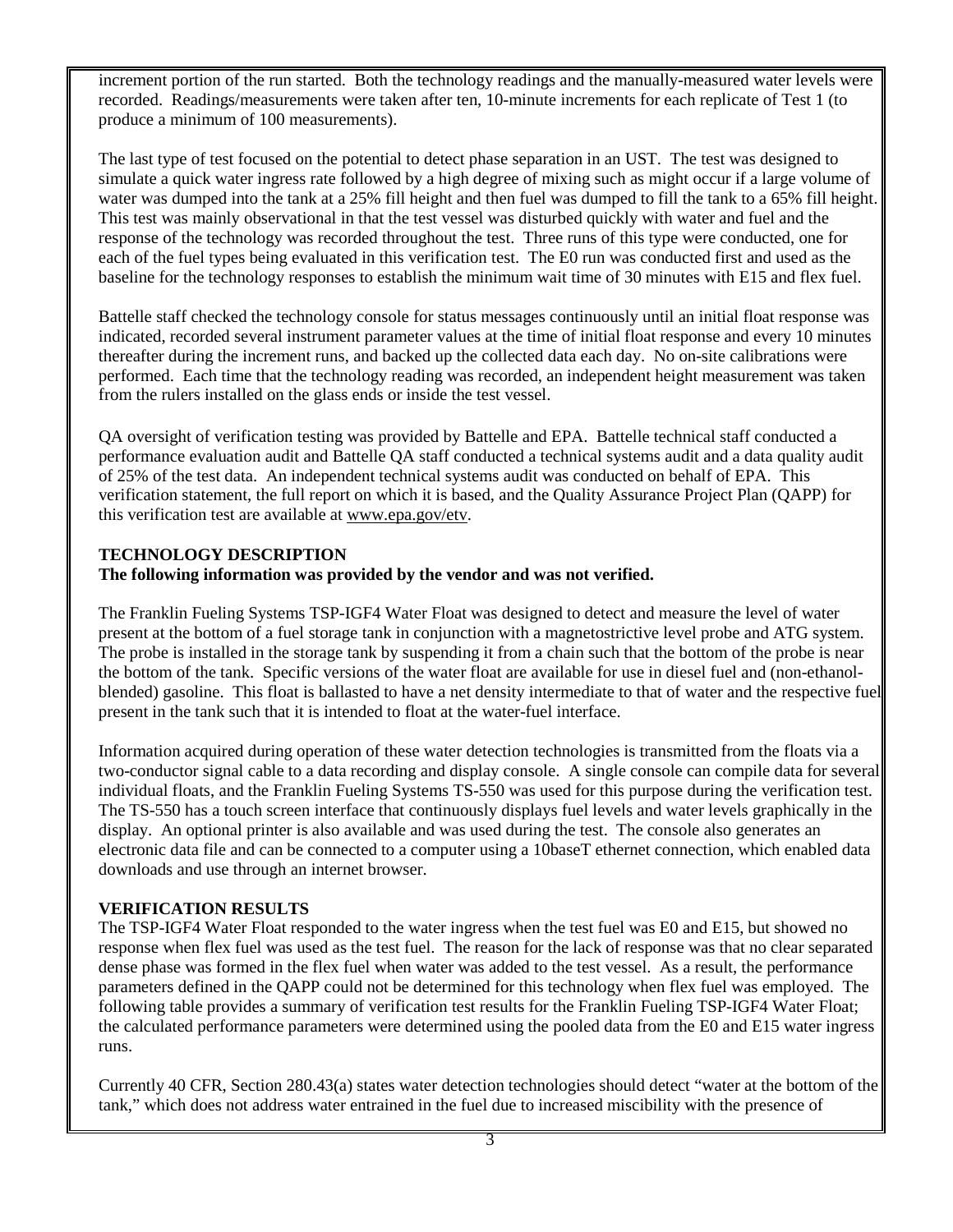increment portion of the run started. Both the technology readings and the manually-measured water levels were recorded. Readings/measurements were taken after ten, 10-minute increments for each replicate of Test 1 (to produce a minimum of 100 measurements).

The last type of test focused on the potential to detect phase separation in an UST. The test was designed to simulate a quick water ingress rate followed by a high degree of mixing such as might occur if a large volume of water was dumped into the tank at a 25% fill height and then fuel was dumped to fill the tank to a 65% fill height. This test was mainly observational in that the test vessel was disturbed quickly with water and fuel and the response of the technology was recorded throughout the test. Three runs of this type were conducted, one for each of the fuel types being evaluated in this verification test. The E0 run was conducted first and used as the baseline for the technology responses to establish the minimum wait time of 30 minutes with E15 and flex fuel.

Battelle staff checked the technology console for status messages continuously until an initial float response was indicated, recorded several instrument parameter values at the time of initial float response and every 10 minutes thereafter during the increment runs, and backed up the collected data each day. No on-site calibrations were performed. Each time that the technology reading was recorded, an independent height measurement was taken from the rulers installed on the glass ends or inside the test vessel.

QA oversight of verification testing was provided by Battelle and EPA. Battelle technical staff conducted a performance evaluation audit and Battelle QA staff conducted a technical systems audit and a data quality audit of 25% of the test data. An independent technical systems audit was conducted on behalf of EPA. This verification statement, the full report on which it is based, and the Quality Assurance Project Plan (QAPP) for this verification test are available at www.epa.gov/etv.

**TECHNOLOGY DESCRIPTION**

**The following information was provided by the vendor and was not verified.**

The Franklin Fueling Systems TSP-IGF4 Water Float was designed to detect and measure the level of water present at the bottom of a fuel storage tank in conjunction with a magnetostrictive level probe and ATG system. The probe is installed in the storage tank by suspending it from a chain such that the bottom of the probe is near the bottom of the tank. Specific versions of the water float are available for use in diesel fuel and (non-ethanol-blended) gasoline. This float is ballasted to have a net density intermediate to that of water and the respective fuel present in the tank such that it is intended to float at the water-fuel interface.

Information acquired during operation of these water detection technologies is transmitted from the floats via a two-conductor signal cable to a data recording and display console. A single console can compile data for several individual floats, and the Franklin Fueling Systems TS-550 was used for this purpose during the verification test. The TS-550 has a touch screen interface that continuously displays fuel levels and water levels graphically in the display. An optional printer is also available and was used during the test. The console also generates an electronic data file and can be connected to a computer using a 10baseT ethernet connection, which enabled data downloads and use through an internet browser.

**VERIFICATION RESULTS**

The TSP-IGF4 Water Float responded to the water ingress when the test fuel was E0 and E15, but showed no response when flex fuel was used as the test fuel. The reason for the lack of response was that no clear separated dense phase was formed in the flex fuel when water was added to the test vessel. As a result, the performance parameters defined in the QAPP could not be determined for this technology when flex fuel was employed. The following table provides a summary of verification test results for the Franklin Fueling TSP-IGF4 Water Float; the calculated performance parameters were determined using the pooled data from the E0 and E15 water ingress runs.

Currently 40 CFR, Section 280.43(a) states water detection technologies should detect "water at the bottom of the tank," which does not address water entrained in the fuel due to increased miscibility with the presence of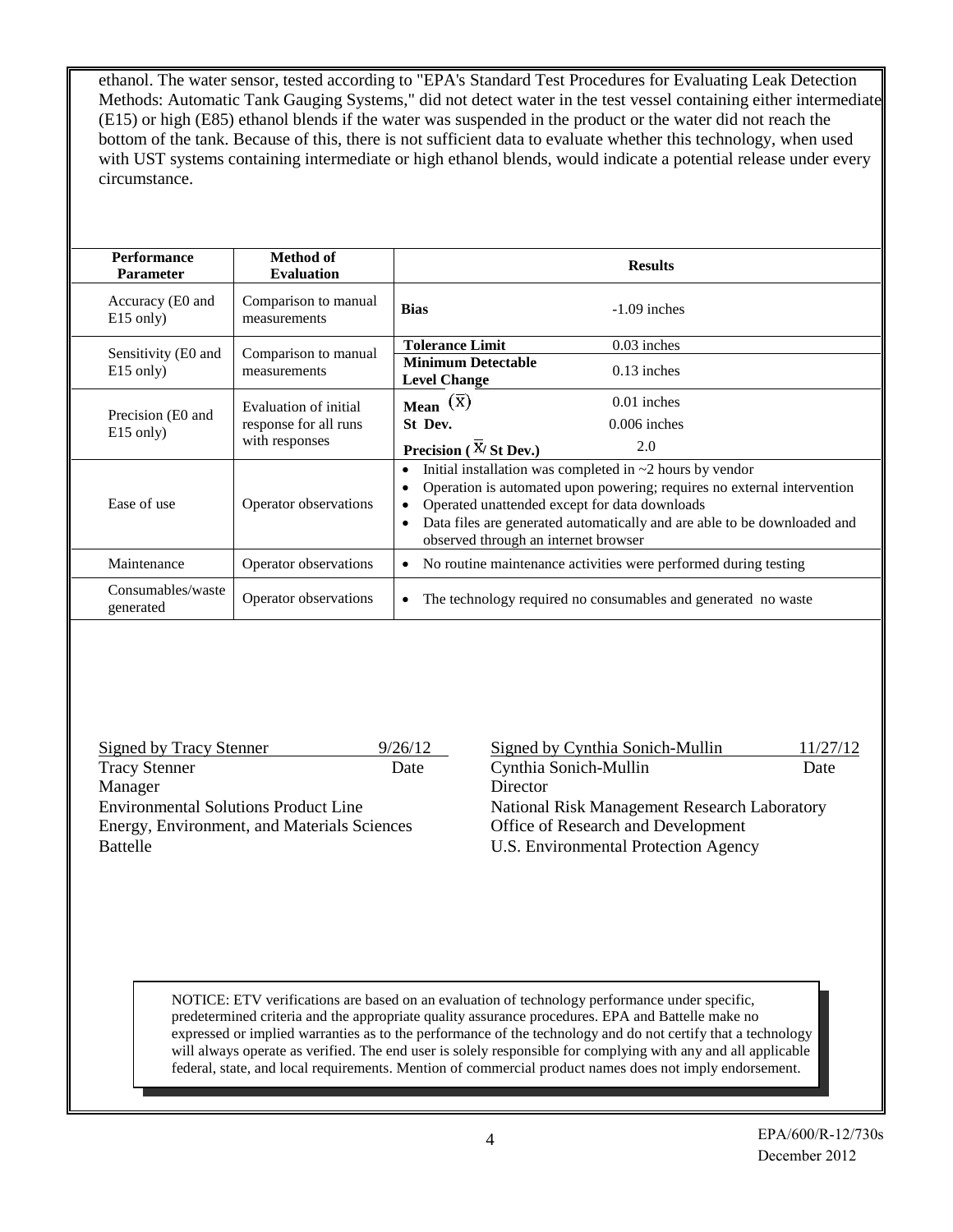ethanol. The water sensor, tested according to "EPA's Standard Test Procedures for Evaluating Leak Detection Methods: Automatic Tank Gauging Systems," did not detect water in the test vessel containing either intermediate (E15) or high (E85) ethanol blends if the water was suspended in the product or the water did not reach the bottom of the tank. Because of this, there is not sufficient data to evaluate whether this technology, when used with UST systems containing intermediate or high ethanol blends, would indicate a potential release under every circumstance.

| Performance Parameter | Method of Evaluation | Results | |
|---|---|---|---|
| Accuracy (E0 and E15 only) | Comparison to manual measurements | **Bias** | -1.09 inches |
| Sensitivity (E0 and E15 only) | Comparison to manual measurements | **Tolerance Limit** | 0.03 inches |
| | | **Minimum Detectable Level Change** | 0.13 inches |
| Precision (E0 and E15 only) | Evaluation of initial response for all runs with responses | **Mean** $(\overline{x})$ | 0.01 inches |
| | | **St Dev.** | 0.006 inches |
| | | **Precision (** $\overline{x}$**/ St Dev.)** | 2.0 |
| Ease of use | Operator observations | • Initial installation was completed in ~2 hours by vendor<br>• Operation is automated upon powering; requires no external intervention<br>• Operated unattended except for data downloads<br>• Data files are generated automatically and are able to be downloaded and observed through an internet browser | |
| Maintenance | Operator observations | • No routine maintenance activities were performed during testing | |
| Consumables/waste generated | Operator observations | • The technology required no consumables and generated no waste | |

Signed by Tracy Stenner 9/26/12
Tracy Stenner Date
Manager
Environmental Solutions Product Line
Energy, Environment, and Materials Sciences
Battelle

Signed by Cynthia Sonich-Mullin 11/27/12
Cynthia Sonich-Mullin Date
Director
National Risk Management Research Laboratory
Office of Research and Development
U.S. Environmental Protection Agency

NOTICE: ETV verifications are based on an evaluation of technology performance under specific, predetermined criteria and the appropriate quality assurance procedures. EPA and Battelle make no expressed or implied warranties as to the performance of the technology and do not certify that a technology will always operate as verified. The end user is solely responsible for complying with any and all applicable federal, state, and local requirements. Mention of commercial product names does not imply endorsement.

EPA/600/R-12/730s
December 2012